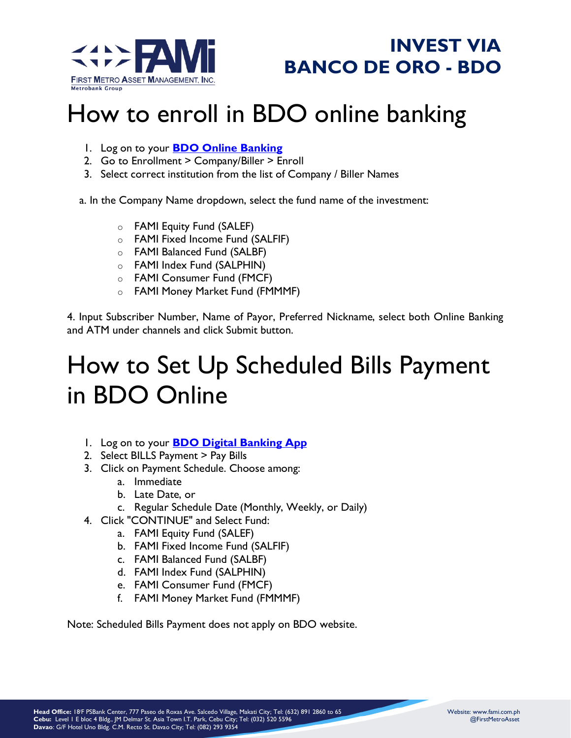# INVEST VIA BANCO DE ORO - BDO

# How to enroll in BDO online banking

1. Log on to your **BDO Online Banking**
2. Go to Enrollment > Company/Biller > Enroll
3. Select correct institution from the list of Company / Biller Names

a. In the Company Name dropdown, select the fund name of the investment:

- FAMI Equity Fund (SALEF)
- FAMI Fixed Income Fund (SALFIF)
- FAMI Balanced Fund (SALBF)
- FAMI Index Fund (SALPHIN)
- FAMI Consumer Fund (FMCF)
- FAMI Money Market Fund (FMMMF)

4. Input Subscriber Number, Name of Payor, Preferred Nickname, select both Online Banking and ATM under channels and click Submit button.

# How to Set Up Scheduled Bills Payment in BDO Online

1. Log on to your **BDO Digital Banking App**
2. Select BILLS Payment > Pay Bills
3. Click on Payment Schedule. Choose among:
   a. Immediate
   b. Late Date, or
   c. Regular Schedule Date (Monthly, Weekly, or Daily)
4. Click "CONTINUE" and Select Fund:
   a. FAMI Equity Fund (SALEF)
   b. FAMI Fixed Income Fund (SALFIF)
   c. FAMI Balanced Fund (SALBF)
   d. FAMI Index Fund (SALPHIN)
   e. FAMI Consumer Fund (FMCF)
   f. FAMI Money Market Fund (FMMMF)

Note: Scheduled Bills Payment does not apply on BDO website.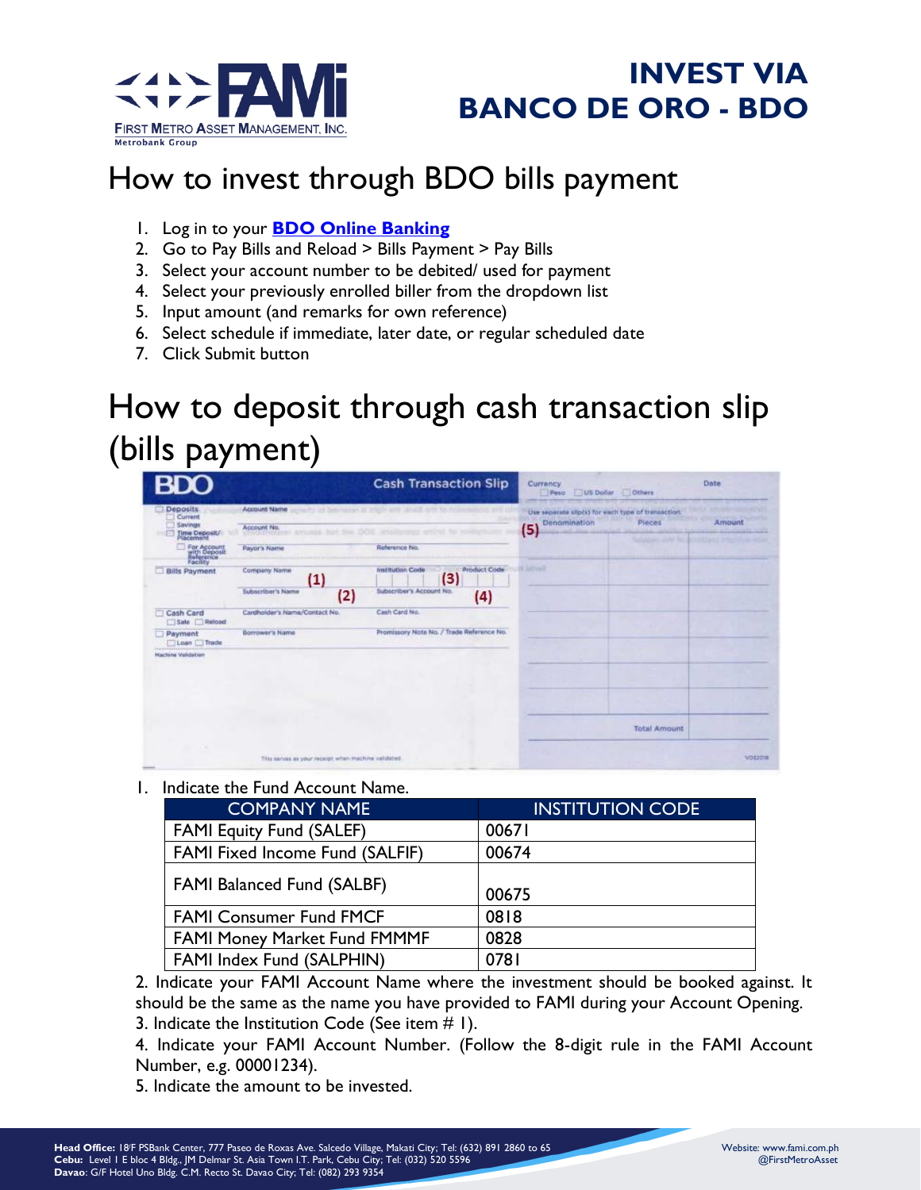# INVEST VIA BANCO DE ORO - BDO

## How to invest through BDO bills payment

1. Log in to your **BDO Online Banking**
2. Go to Pay Bills and Reload > Bills Payment > Pay Bills
3. Select your account number to be debited/ used for payment
4. Select your previously enrolled biller from the dropdown list
5. Input amount (and remarks for own reference)
6. Select schedule if immediate, later date, or regular scheduled date
7. Click Submit button

## How to deposit through cash transaction slip (bills payment)

1. Indicate the Fund Account Name.

| COMPANY NAME | INSTITUTION CODE |
|---|---|
| FAMI Equity Fund (SALEF) | 00671 |
| FAMI Fixed Income Fund (SALFIF) | 00674 |
| FAMI Balanced Fund (SALBF) | 00675 |
| FAMI Consumer Fund FMCF | 0818 |
| FAMI Money Market Fund FMMMF | 0828 |
| FAMI Index Fund (SALPHIN) | 0781 |

2. Indicate your FAMI Account Name where the investment should be booked against. It should be the same as the name you have provided to FAMI during your Account Opening.
3. Indicate the Institution Code (See item # 1).
4. Indicate your FAMI Account Number. (Follow the 8-digit rule in the FAMI Account Number, e.g. 00001234).
5. Indicate the amount to be invested.

**Head Office:** 18/F PSBank Center, 777 Paseo de Roxas Ave. Salcedo Village, Makati City; Tel: (632) 891 2860 to 65
**Cebu:** Level 1 E bloc 4 Bldg., JM Delmar St. Asia Town I.T. Park, Cebu City; Tel: (032) 520 5596
**Davao**: G/F Hotel Uno Bldg. C.M. Recto St. Davao City; Tel: (082) 293 9354

Website: www.fami.com.ph
@FirstMetroAsset